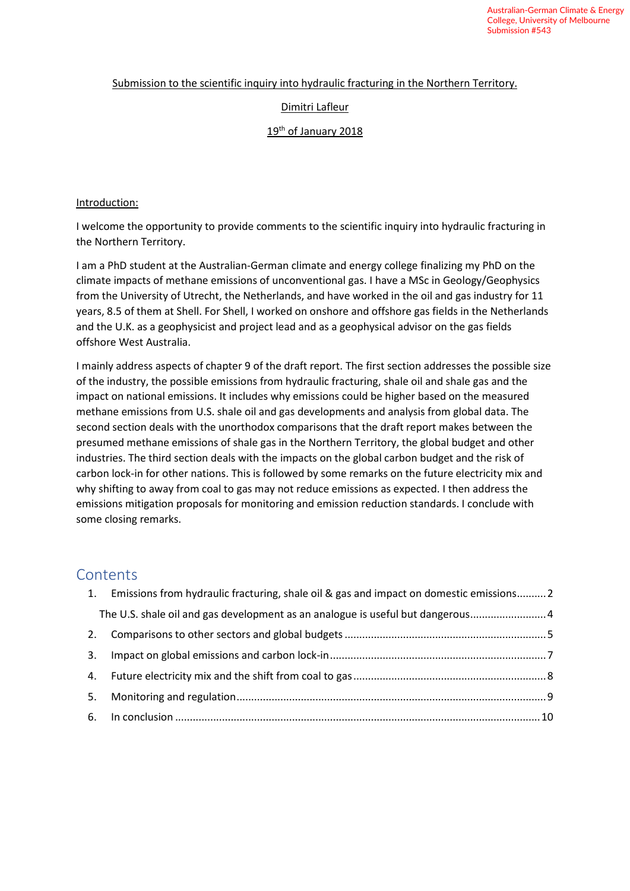Australian-German Climate & Energy College, University of Melbourne
Submission #543

Submission to the scientific inquiry into hydraulic fracturing in the Northern Territory.

Dimitri Lafleur

19th of January 2018

## Introduction:

I welcome the opportunity to provide comments to the scientific inquiry into hydraulic fracturing in the Northern Territory.

I am a PhD student at the Australian-German climate and energy college finalizing my PhD on the climate impacts of methane emissions of unconventional gas. I have a MSc in Geology/Geophysics from the University of Utrecht, the Netherlands, and have worked in the oil and gas industry for 11 years, 8.5 of them at Shell. For Shell, I worked on onshore and offshore gas fields in the Netherlands and the U.K. as a geophysicist and project lead and as a geophysical advisor on the gas fields offshore West Australia.

I mainly address aspects of chapter 9 of the draft report. The first section addresses the possible size of the industry, the possible emissions from hydraulic fracturing, shale oil and shale gas and the impact on national emissions. It includes why emissions could be higher based on the measured methane emissions from U.S. shale oil and gas developments and analysis from global data. The second section deals with the unorthodox comparisons that the draft report makes between the presumed methane emissions of shale gas in the Northern Territory, the global budget and other industries. The third section deals with the impacts on the global carbon budget and the risk of carbon lock-in for other nations. This is followed by some remarks on the future electricity mix and why shifting to away from coal to gas may not reduce emissions as expected. I then address the emissions mitigation proposals for monitoring and emission reduction standards. I conclude with some closing remarks.

## Contents

1. Emissions from hydraulic fracturing, shale oil & gas and impact on domestic emissions .......... 2
   The U.S. shale oil and gas development as an analogue is useful but dangerous .......... 4
2. Comparisons to other sectors and global budgets .......... 5
3. Impact on global emissions and carbon lock-in .......... 7
4. Future electricity mix and the shift from coal to gas .......... 8
5. Monitoring and regulation .......... 9
6. In conclusion .......... 10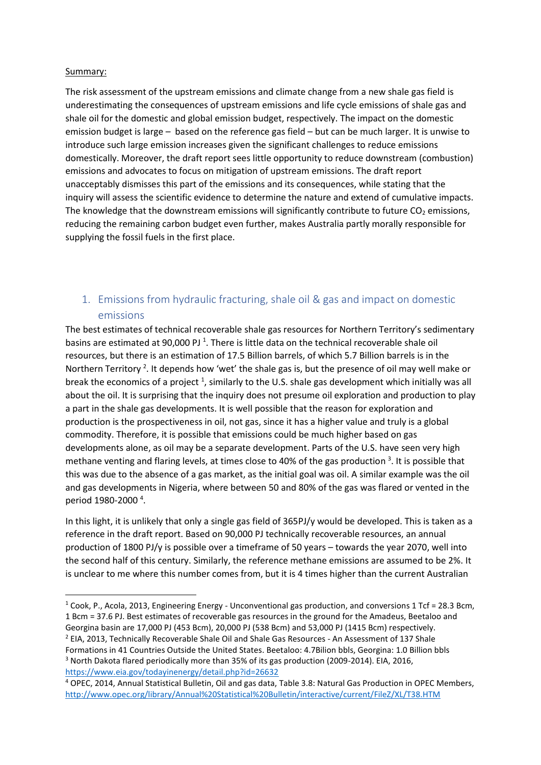Summary:

The risk assessment of the upstream emissions and climate change from a new shale gas field is underestimating the consequences of upstream emissions and life cycle emissions of shale gas and shale oil for the domestic and global emission budget, respectively. The impact on the domestic emission budget is large – based on the reference gas field – but can be much larger. It is unwise to introduce such large emission increases given the significant challenges to reduce emissions domestically. Moreover, the draft report sees little opportunity to reduce downstream (combustion) emissions and advocates to focus on mitigation of upstream emissions. The draft report unacceptably dismisses this part of the emissions and its consequences, while stating that the inquiry will assess the scientific evidence to determine the nature and extend of cumulative impacts. The knowledge that the downstream emissions will significantly contribute to future $CO_2$ emissions, reducing the remaining carbon budget even further, makes Australia partly morally responsible for supplying the fossil fuels in the first place.

## 1. Emissions from hydraulic fracturing, shale oil & gas and impact on domestic emissions

The best estimates of technical recoverable shale gas resources for Northern Territory's sedimentary basins are estimated at 90,000 PJ [1]. There is little data on the technical recoverable shale oil resources, but there is an estimation of 17.5 Billion barrels, of which 5.7 Billion barrels is in the Northern Territory [2]. It depends how 'wet' the shale gas is, but the presence of oil may well make or break the economics of a project [1], similarly to the U.S. shale gas development which initially was all about the oil. It is surprising that the inquiry does not presume oil exploration and production to play a part in the shale gas developments. It is well possible that the reason for exploration and production is the prospectiveness in oil, not gas, since it has a higher value and truly is a global commodity. Therefore, it is possible that emissions could be much higher based on gas developments alone, as oil may be a separate development. Parts of the U.S. have seen very high methane venting and flaring levels, at times close to 40% of the gas production [3]. It is possible that this was due to the absence of a gas market, as the initial goal was oil. A similar example was the oil and gas developments in Nigeria, where between 50 and 80% of the gas was flared or vented in the period 1980-2000 [4].

In this light, it is unlikely that only a single gas field of 365PJ/y would be developed. This is taken as a reference in the draft report. Based on 90,000 PJ technically recoverable resources, an annual production of 1800 PJ/y is possible over a timeframe of 50 years – towards the year 2070, well into the second half of this century. Similarly, the reference methane emissions are assumed to be 2%. It is unclear to me where this number comes from, but it is 4 times higher than the current Australian

---

[1] Cook, P., Acola, 2013, Engineering Energy - Unconventional gas production, and conversions 1 Tcf = 28.3 Bcm, 1 Bcm = 37.6 PJ. Best estimates of recoverable gas resources in the ground for the Amadeus, Beetaloo and Georgina basin are 17,000 PJ (453 Bcm), 20,000 PJ (538 Bcm) and 53,000 PJ (1415 Bcm) respectively.

[2] EIA, 2013, Technically Recoverable Shale Oil and Shale Gas Resources - An Assessment of 137 Shale Formations in 41 Countries Outside the United States. Beetaloo: 4.7Bilion bbls, Georgina: 1.0 Billion bbls

[3] North Dakota flared periodically more than 35% of its gas production (2009-2014). EIA, 2016, https://www.eia.gov/todayinenergy/detail.php?id=26632

[4] OPEC, 2014, Annual Statistical Bulletin, Oil and gas data, Table 3.8: Natural Gas Production in OPEC Members, http://www.opec.org/library/Annual%20Statistical%20Bulletin/interactive/current/FileZ/XL/T38.HTM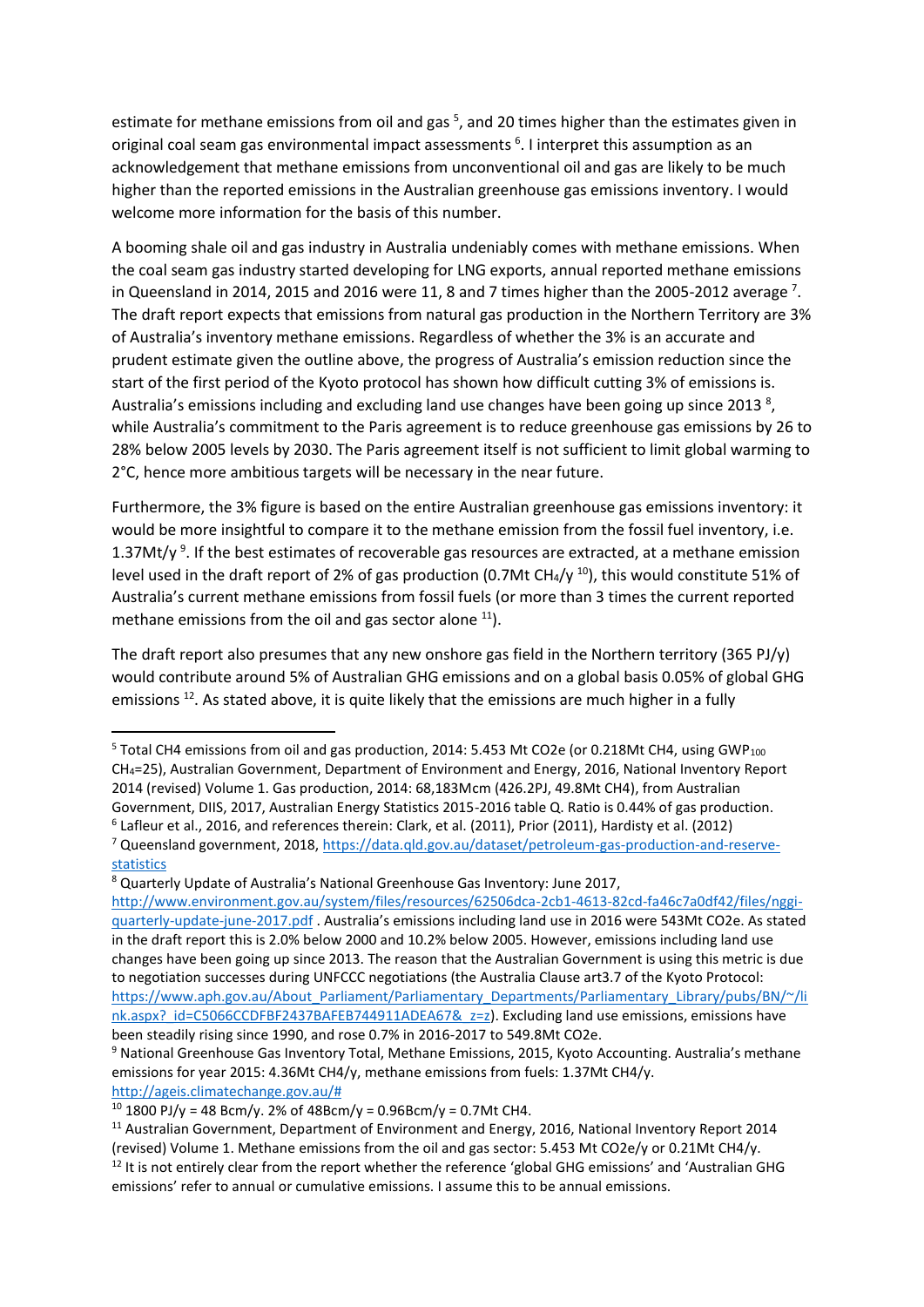estimate for methane emissions from oil and gas [5], and 20 times higher than the estimates given in original coal seam gas environmental impact assessments [6]. I interpret this assumption as an acknowledgement that methane emissions from unconventional oil and gas are likely to be much higher than the reported emissions in the Australian greenhouse gas emissions inventory. I would welcome more information for the basis of this number.

A booming shale oil and gas industry in Australia undeniably comes with methane emissions. When the coal seam gas industry started developing for LNG exports, annual reported methane emissions in Queensland in 2014, 2015 and 2016 were 11, 8 and 7 times higher than the 2005-2012 average [7]. The draft report expects that emissions from natural gas production in the Northern Territory are 3% of Australia's inventory methane emissions. Regardless of whether the 3% is an accurate and prudent estimate given the outline above, the progress of Australia's emission reduction since the start of the first period of the Kyoto protocol has shown how difficult cutting 3% of emissions is. Australia's emissions including and excluding land use changes have been going up since 2013 [8], while Australia's commitment to the Paris agreement is to reduce greenhouse gas emissions by 26 to 28% below 2005 levels by 2030. The Paris agreement itself is not sufficient to limit global warming to 2°C, hence more ambitious targets will be necessary in the near future.

Furthermore, the 3% figure is based on the entire Australian greenhouse gas emissions inventory: it would be more insightful to compare it to the methane emission from the fossil fuel inventory, i.e. 1.37Mt/y [9]. If the best estimates of recoverable gas resources are extracted, at a methane emission level used in the draft report of 2% of gas production (0.7Mt $CH_4$/y [10]), this would constitute 51% of Australia's current methane emissions from fossil fuels (or more than 3 times the current reported methane emissions from the oil and gas sector alone [11]).

The draft report also presumes that any new onshore gas field in the Northern territory (365 PJ/y) would contribute around 5% of Australian GHG emissions and on a global basis 0.05% of global GHG emissions [12]. As stated above, it is quite likely that the emissions are much higher in a fully

---

[5] Total CH4 emissions from oil and gas production, 2014: 5.453 Mt CO2e (or 0.218Mt CH4, using $GWP_{100}$ $CH_4$=25), Australian Government, Department of Environment and Energy, 2016, National Inventory Report 2014 (revised) Volume 1. Gas production, 2014: 68,183Mcm (426.2PJ, 49.8Mt CH4), from Australian Government, DIIS, 2017, Australian Energy Statistics 2015-2016 table Q. Ratio is 0.44% of gas production.

[6] Lafleur et al., 2016, and references therein: Clark, et al. (2011), Prior (2011), Hardisty et al. (2012)

[7] Queensland government, 2018, https://data.qld.gov.au/dataset/petroleum-gas-production-and-reserve-statistics

[8] Quarterly Update of Australia's National Greenhouse Gas Inventory: June 2017, http://www.environment.gov.au/system/files/resources/62506dca-2cb1-4613-82cd-fa46c7a0df42/files/nggi-quarterly-update-june-2017.pdf . Australia's emissions including land use in 2016 were 543Mt CO2e. As stated in the draft report this is 2.0% below 2000 and 10.2% below 2005. However, emissions including land use changes have been going up since 2013. The reason that the Australian Government is using this metric is due to negotiation successes during UNFCCC negotiations (the Australia Clause art3.7 of the Kyoto Protocol: https://www.aph.gov.au/About_Parliament/Parliamentary_Departments/Parliamentary_Library/pubs/BN/~/link.aspx?_id=C5066CCDFBF2437BAFEB744911ADEA67&_z=z). Excluding land use emissions, emissions have been steadily rising since 1990, and rose 0.7% in 2016-2017 to 549.8Mt CO2e.

[9] National Greenhouse Gas Inventory Total, Methane Emissions, 2015, Kyoto Accounting. Australia's methane emissions for year 2015: 4.36Mt CH4/y, methane emissions from fuels: 1.37Mt CH4/y. http://ageis.climatechange.gov.au/#

[10] 1800 PJ/y = 48 Bcm/y. 2% of 48Bcm/y = 0.96Bcm/y = 0.7Mt CH4.

[11] Australian Government, Department of Environment and Energy, 2016, National Inventory Report 2014 (revised) Volume 1. Methane emissions from the oil and gas sector: 5.453 Mt CO2e/y or 0.21Mt CH4/y.

[12] It is not entirely clear from the report whether the reference 'global GHG emissions' and 'Australian GHG emissions' refer to annual or cumulative emissions. I assume this to be annual emissions.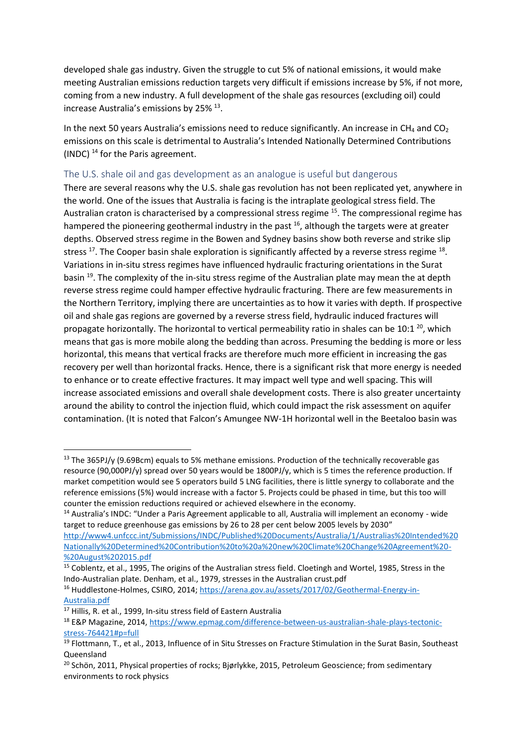developed shale gas industry. Given the struggle to cut 5% of national emissions, it would make meeting Australian emissions reduction targets very difficult if emissions increase by 5%, if not more, coming from a new industry. A full development of the shale gas resources (excluding oil) could increase Australia's emissions by 25% [13].

In the next 50 years Australia's emissions need to reduce significantly. An increase in $CH_4$ and $CO_2$ emissions on this scale is detrimental to Australia's Intended Nationally Determined Contributions (INDC) [14] for the Paris agreement.

## The U.S. shale oil and gas development as an analogue is useful but dangerous

There are several reasons why the U.S. shale gas revolution has not been replicated yet, anywhere in the world. One of the issues that Australia is facing is the intraplate geological stress field. The Australian craton is characterised by a compressional stress regime [15]. The compressional regime has hampered the pioneering geothermal industry in the past [16], although the targets were at greater depths. Observed stress regime in the Bowen and Sydney basins show both reverse and strike slip stress [17]. The Cooper basin shale exploration is significantly affected by a reverse stress regime [18]. Variations in in-situ stress regimes have influenced hydraulic fracturing orientations in the Surat basin [19]. The complexity of the in-situ stress regime of the Australian plate may mean the at depth reverse stress regime could hamper effective hydraulic fracturing. There are few measurements in the Northern Territory, implying there are uncertainties as to how it varies with depth. If prospective oil and shale gas regions are governed by a reverse stress field, hydraulic induced fractures will propagate horizontally. The horizontal to vertical permeability ratio in shales can be 10:1 [20], which means that gas is more mobile along the bedding than across. Presuming the bedding is more or less horizontal, this means that vertical fracks are therefore much more efficient in increasing the gas recovery per well than horizontal fracks. Hence, there is a significant risk that more energy is needed to enhance or to create effective fractures. It may impact well type and well spacing. This will increase associated emissions and overall shale development costs. There is also greater uncertainty around the ability to control the injection fluid, which could impact the risk assessment on aquifer contamination. (It is noted that Falcon's Amungee NW-1H horizontal well in the Beetaloo basin was

---

[13] The 365PJ/y (9.69Bcm) equals to 5% methane emissions. Production of the technically recoverable gas resource (90,000PJ/y) spread over 50 years would be 1800PJ/y, which is 5 times the reference production. If market competition would see 5 operators build 5 LNG facilities, there is little synergy to collaborate and the reference emissions (5%) would increase with a factor 5. Projects could be phased in time, but this too will counter the emission reductions required or achieved elsewhere in the economy.

[14] Australia's INDC: "Under a Paris Agreement applicable to all, Australia will implement an economy - wide target to reduce greenhouse gas emissions by 26 to 28 per cent below 2005 levels by 2030" http://www4.unfccc.int/Submissions/INDC/Published%20Documents/Australia/1/Australias%20Intended%20Nationally%20Determined%20Contribution%20to%20a%20new%20Climate%20Change%20Agreement%20-%20August%202015.pdf

[15] Coblentz, et al., 1995, The origins of the Australian stress field. Cloetingh and Wortel, 1985, Stress in the Indo-Australian plate. Denham, et al., 1979, stresses in the Australian crust.pdf

[16] Huddlestone-Holmes, CSIRO, 2014; https://arena.gov.au/assets/2017/02/Geothermal-Energy-in-Australia.pdf

[17] Hillis, R. et al., 1999, In-situ stress field of Eastern Australia

[18] E&P Magazine, 2014, https://www.epmag.com/difference-between-us-australian-shale-plays-tectonic-stress-764421#p=full

[19] Flottmann, T., et al., 2013, Influence of in Situ Stresses on Fracture Stimulation in the Surat Basin, Southeast Queensland

[20] Schön, 2011, Physical properties of rocks; Bjørlykke, 2015, Petroleum Geoscience; from sedimentary environments to rock physics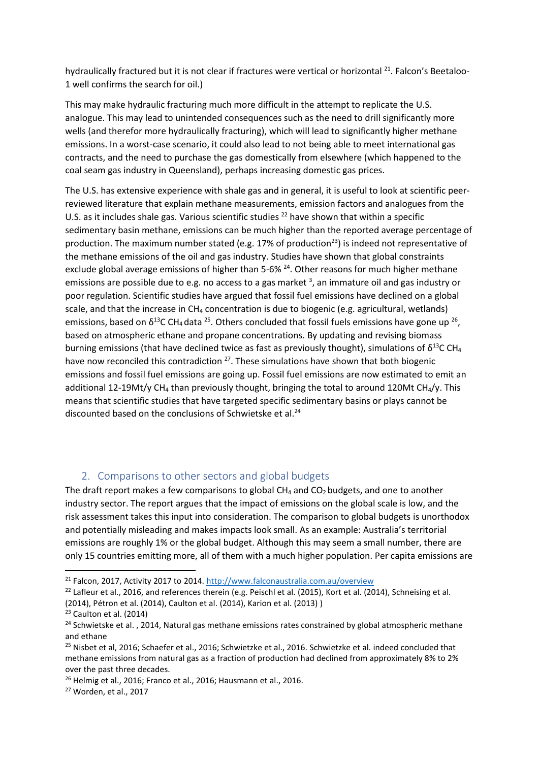hydraulically fractured but it is not clear if fractures were vertical or horizontal [21]. Falcon's Beetaloo-1 well confirms the search for oil.)

This may make hydraulic fracturing much more difficult in the attempt to replicate the U.S. analogue. This may lead to unintended consequences such as the need to drill significantly more wells (and therefor more hydraulically fracturing), which will lead to significantly higher methane emissions. In a worst-case scenario, it could also lead to not being able to meet international gas contracts, and the need to purchase the gas domestically from elsewhere (which happened to the coal seam gas industry in Queensland), perhaps increasing domestic gas prices.

The U.S. has extensive experience with shale gas and in general, it is useful to look at scientific peer-reviewed literature that explain methane measurements, emission factors and analogues from the U.S. as it includes shale gas. Various scientific studies [22] have shown that within a specific sedimentary basin methane, emissions can be much higher than the reported average percentage of production. The maximum number stated (e.g. 17% of production[23]) is indeed not representative of the methane emissions of the oil and gas industry. Studies have shown that global constraints exclude global average emissions of higher than 5-6% [24]. Other reasons for much higher methane emissions are possible due to e.g. no access to a gas market [3], an immature oil and gas industry or poor regulation. Scientific studies have argued that fossil fuel emissions have declined on a global scale, and that the increase in $CH_4$ concentration is due to biogenic (e.g. agricultural, wetlands) emissions, based on $\delta^{13}C$ $CH_4$ data [25]. Others concluded that fossil fuels emissions have gone up [26], based on atmospheric ethane and propane concentrations. By updating and revising biomass burning emissions (that have declined twice as fast as previously thought), simulations of $\delta^{13}C$ $CH_4$ have now reconciled this contradiction [27]. These simulations have shown that both biogenic emissions and fossil fuel emissions are going up. Fossil fuel emissions are now estimated to emit an additional 12-19Mt/y $CH_4$ than previously thought, bringing the total to around 120Mt $CH_4$/y. This means that scientific studies that have targeted specific sedimentary basins or plays cannot be discounted based on the conclusions of Schwietske et al.[24]

## 2. Comparisons to other sectors and global budgets

The draft report makes a few comparisons to global $CH_4$ and $CO_2$ budgets, and one to another industry sector. The report argues that the impact of emissions on the global scale is low, and the risk assessment takes this input into consideration. The comparison to global budgets is unorthodox and potentially misleading and makes impacts look small. As an example: Australia's territorial emissions are roughly 1% or the global budget. Although this may seem a small number, there are only 15 countries emitting more, all of them with a much higher population. Per capita emissions are

---

[21] Falcon, 2017, Activity 2017 to 2014. http://www.falconaustralia.com.au/overview

[22] Lafleur et al., 2016, and references therein (e.g. Peischl et al. (2015), Kort et al. (2014), Schneising et al. (2014), Pétron et al. (2014), Caulton et al. (2014), Karion et al. (2013) )

[23] Caulton et al. (2014)

[24] Schwietske et al. , 2014, Natural gas methane emissions rates constrained by global atmospheric methane and ethane

[25] Nisbet et al, 2016; Schaefer et al., 2016; Schwietzke et al., 2016. Schwietzke et al. indeed concluded that methane emissions from natural gas as a fraction of production had declined from approximately 8% to 2% over the past three decades.

[26] Helmig et al., 2016; Franco et al., 2016; Hausmann et al., 2016.

[27] Worden, et al., 2017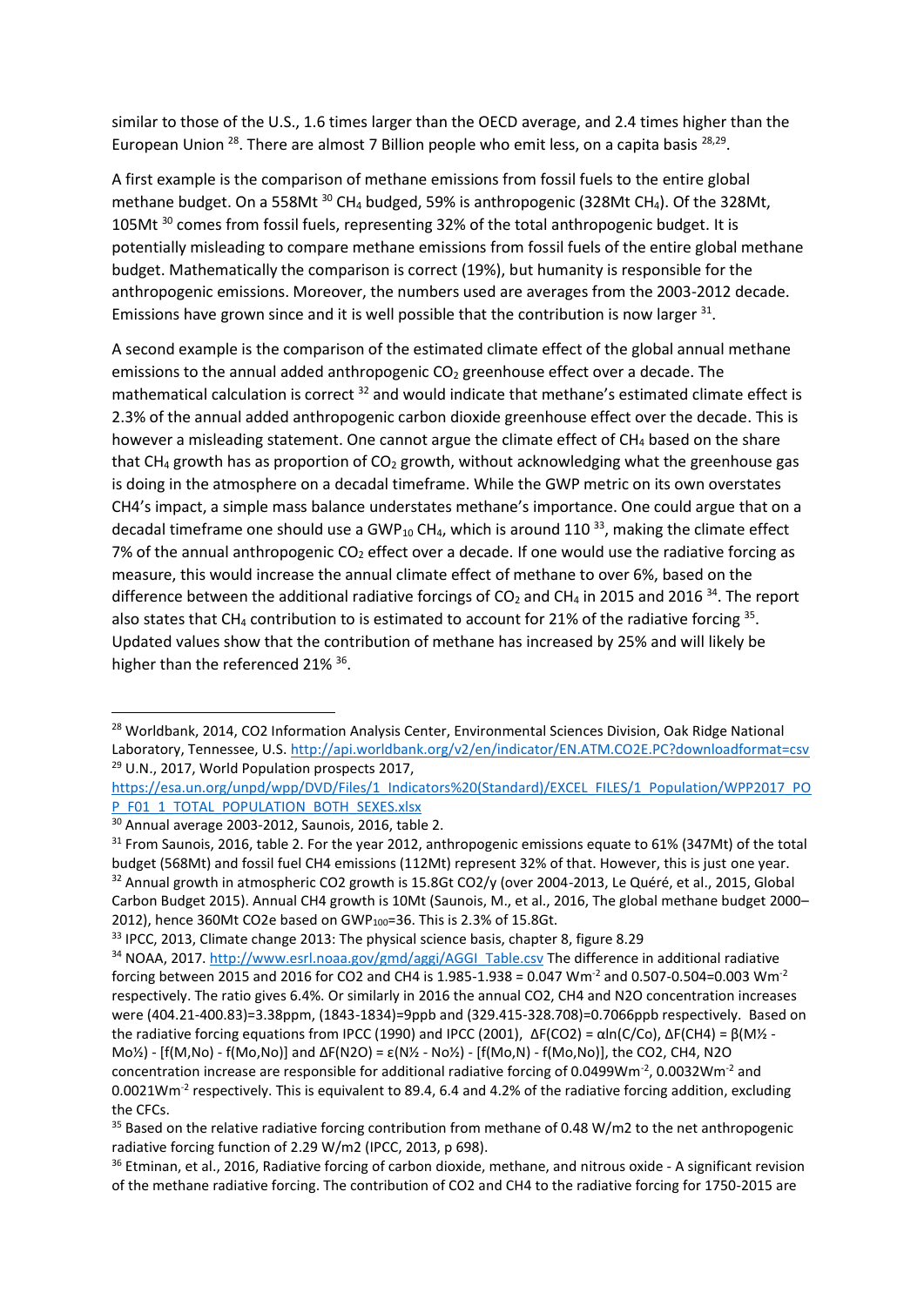similar to those of the U.S., 1.6 times larger than the OECD average, and 2.4 times higher than the European Union [28]. There are almost 7 Billion people who emit less, on a capita basis [28,29].

A first example is the comparison of methane emissions from fossil fuels to the entire global methane budget. On a 558Mt [30] $CH_4$ budged, 59% is anthropogenic (328Mt $CH_4$). Of the 328Mt, 105Mt [30] comes from fossil fuels, representing 32% of the total anthropogenic budget. It is potentially misleading to compare methane emissions from fossil fuels of the entire global methane budget. Mathematically the comparison is correct (19%), but humanity is responsible for the anthropogenic emissions. Moreover, the numbers used are averages from the 2003-2012 decade. Emissions have grown since and it is well possible that the contribution is now larger [31].

A second example is the comparison of the estimated climate effect of the global annual methane emissions to the annual added anthropogenic $CO_2$ greenhouse effect over a decade. The mathematical calculation is correct [32] and would indicate that methane's estimated climate effect is 2.3% of the annual added anthropogenic carbon dioxide greenhouse effect over the decade. This is however a misleading statement. One cannot argue the climate effect of $CH_4$ based on the share that $CH_4$ growth has as proportion of $CO_2$ growth, without acknowledging what the greenhouse gas is doing in the atmosphere on a decadal timeframe. While the GWP metric on its own overstates CH4's impact, a simple mass balance understates methane's importance. One could argue that on a decadal timeframe one should use a $GWP_{10}$ $CH_4$, which is around 110 [33], making the climate effect 7% of the annual anthropogenic $CO_2$ effect over a decade. If one would use the radiative forcing as measure, this would increase the annual climate effect of methane to over 6%, based on the difference between the additional radiative forcings of $CO_2$ and $CH_4$ in 2015 and 2016 [34]. The report also states that $CH_4$ contribution to is estimated to account for 21% of the radiative forcing [35]. Updated values show that the contribution of methane has increased by 25% and will likely be higher than the referenced 21% [36].

---

[28] Worldbank, 2014, CO2 Information Analysis Center, Environmental Sciences Division, Oak Ridge National Laboratory, Tennessee, U.S. http://api.worldbank.org/v2/en/indicator/EN.ATM.CO2E.PC?downloadformat=csv

[29] U.N., 2017, World Population prospects 2017, https://esa.un.org/unpd/wpp/DVD/Files/1_Indicators%20(Standard)/EXCEL_FILES/1_Population/WPP2017_POP_F01_1_TOTAL_POPULATION_BOTH_SEXES.xlsx

[30] Annual average 2003-2012, Saunois, 2016, table 2.

[31] From Saunois, 2016, table 2. For the year 2012, anthropogenic emissions equate to 61% (347Mt) of the total budget (568Mt) and fossil fuel CH4 emissions (112Mt) represent 32% of that. However, this is just one year.

[32] Annual growth in atmospheric CO2 growth is 15.8Gt CO2/y (over 2004-2013, Le Quéré, et al., 2015, Global Carbon Budget 2015). Annual CH4 growth is 10Mt (Saunois, M., et al., 2016, The global methane budget 2000–2012), hence 360Mt CO2e based on $GWP_{100}$=36. This is 2.3% of 15.8Gt.

[33] IPCC, 2013, Climate change 2013: The physical science basis, chapter 8, figure 8.29

[34] NOAA, 2017. http://www.esrl.noaa.gov/gmd/aggi/AGGI_Table.csv The difference in additional radiative forcing between 2015 and 2016 for CO2 and CH4 is 1.985-1.938 = 0.047 $Wm^{-2}$ and 0.507-0.504=0.003 $Wm^{-2}$ respectively. The ratio gives 6.4%. Or similarly in 2016 the annual CO2, CH4 and N2O concentration increases were (404.21-400.83)=3.38ppm, (1843-1834)=9ppb and (329.415-328.708)=0.7066ppb respectively. Based on the radiative forcing equations from IPCC (1990) and IPCC (2001), $\Delta F(CO2) = \alpha \ln(C/Co)$, $\Delta F(CH4) = \beta(M^{1/2} - Mo^{1/2}) - [f(M,No) - f(Mo,No)]$ and $\Delta F(N2O) = \varepsilon(N^{1/2} - No^{1/2}) - [f(Mo,N) - f(Mo,No)]$, the CO2, CH4, N2O concentration increase are responsible for additional radiative forcing of 0.0499$Wm^{-2}$, 0.0032$Wm^{-2}$ and 0.0021$Wm^{-2}$ respectively. This is equivalent to 89.4, 6.4 and 4.2% of the radiative forcing addition, excluding the CFCs.

[35] Based on the relative radiative forcing contribution from methane of 0.48 W/m2 to the net anthropogenic radiative forcing function of 2.29 W/m2 (IPCC, 2013, p 698).

[36] Etminan, et al., 2016, Radiative forcing of carbon dioxide, methane, and nitrous oxide - A significant revision of the methane radiative forcing. The contribution of CO2 and CH4 to the radiative forcing for 1750-2015 are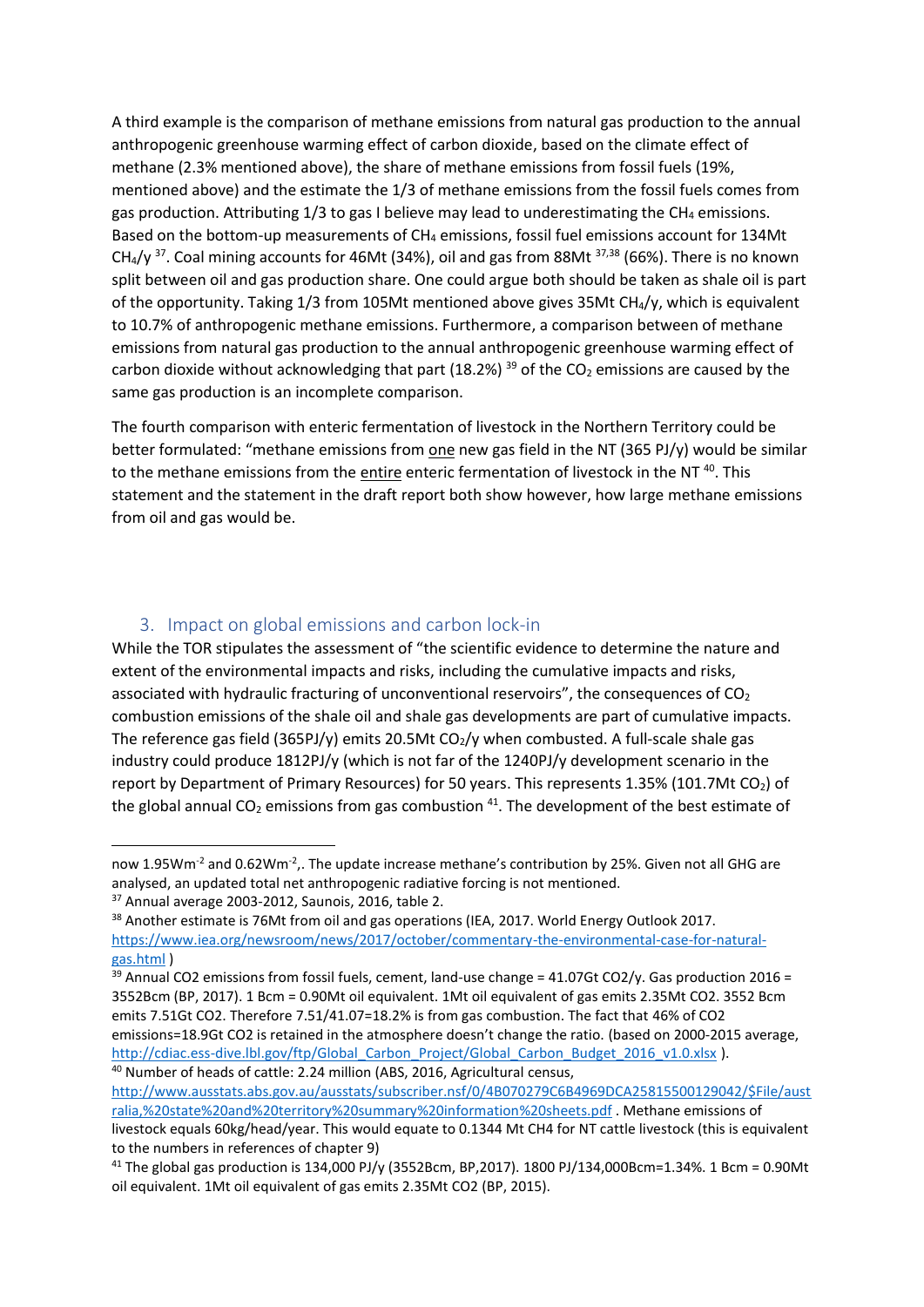A third example is the comparison of methane emissions from natural gas production to the annual anthropogenic greenhouse warming effect of carbon dioxide, based on the climate effect of methane (2.3% mentioned above), the share of methane emissions from fossil fuels (19%, mentioned above) and the estimate the 1/3 of methane emissions from the fossil fuels comes from gas production. Attributing 1/3 to gas I believe may lead to underestimating the $CH_4$ emissions. Based on the bottom-up measurements of $CH_4$ emissions, fossil fuel emissions account for 134Mt $CH_4$/y [37]. Coal mining accounts for 46Mt (34%), oil and gas from 88Mt [37,38] (66%). There is no known split between oil and gas production share. One could argue both should be taken as shale oil is part of the opportunity. Taking 1/3 from 105Mt mentioned above gives 35Mt $CH_4$/y, which is equivalent to 10.7% of anthropogenic methane emissions. Furthermore, a comparison between of methane emissions from natural gas production to the annual anthropogenic greenhouse warming effect of carbon dioxide without acknowledging that part (18.2%) [39] of the $CO_2$ emissions are caused by the same gas production is an incomplete comparison.

The fourth comparison with enteric fermentation of livestock in the Northern Territory could be better formulated: "methane emissions from one new gas field in the NT (365 PJ/y) would be similar to the methane emissions from the entire enteric fermentation of livestock in the NT [40]. This statement and the statement in the draft report both show however, how large methane emissions from oil and gas would be.

## 3. Impact on global emissions and carbon lock-in

While the TOR stipulates the assessment of "the scientific evidence to determine the nature and extent of the environmental impacts and risks, including the cumulative impacts and risks, associated with hydraulic fracturing of unconventional reservoirs", the consequences of $CO_2$ combustion emissions of the shale oil and shale gas developments are part of cumulative impacts. The reference gas field (365PJ/y) emits 20.5Mt $CO_2$/y when combusted. A full-scale shale gas industry could produce 1812PJ/y (which is not far of the 1240PJ/y development scenario in the report by Department of Primary Resources) for 50 years. This represents 1.35% (101.7Mt $CO_2$) of the global annual $CO_2$ emissions from gas combustion [41]. The development of the best estimate of

---

now 1.95$Wm^{-2}$ and 0.62$Wm^{-2}$,. The update increase methane's contribution by 25%. Given not all GHG are analysed, an updated total net anthropogenic radiative forcing is not mentioned.

[37] Annual average 2003-2012, Saunois, 2016, table 2.

[38] Another estimate is 76Mt from oil and gas operations (IEA, 2017. World Energy Outlook 2017. https://www.iea.org/newsroom/news/2017/october/commentary-the-environmental-case-for-natural-gas.html )

[39] Annual CO2 emissions from fossil fuels, cement, land-use change = 41.07Gt CO2/y. Gas production 2016 = 3552Bcm (BP, 2017). 1 Bcm = 0.90Mt oil equivalent. 1Mt oil equivalent of gas emits 2.35Mt CO2. 3552 Bcm emits 7.51Gt CO2. Therefore 7.51/41.07=18.2% is from gas combustion. The fact that 46% of CO2 emissions=18.9Gt CO2 is retained in the atmosphere doesn't change the ratio. (based on 2000-2015 average, http://cdiac.ess-dive.lbl.gov/ftp/Global_Carbon_Project/Global_Carbon_Budget_2016_v1.0.xlsx ).

[40] Number of heads of cattle: 2.24 million (ABS, 2016, Agricultural census, http://www.ausstats.abs.gov.au/ausstats/subscriber.nsf/0/4B070279C6B4969DCA25815500129042/$File/australia,%20state%20and%20territory%20summary%20information%20sheets.pdf . Methane emissions of livestock equals 60kg/head/year. This would equate to 0.1344 Mt CH4 for NT cattle livestock (this is equivalent to the numbers in references of chapter 9)

[41] The global gas production is 134,000 PJ/y (3552Bcm, BP,2017). 1800 PJ/134,000Bcm=1.34%. 1 Bcm = 0.90Mt oil equivalent. 1Mt oil equivalent of gas emits 2.35Mt CO2 (BP, 2015).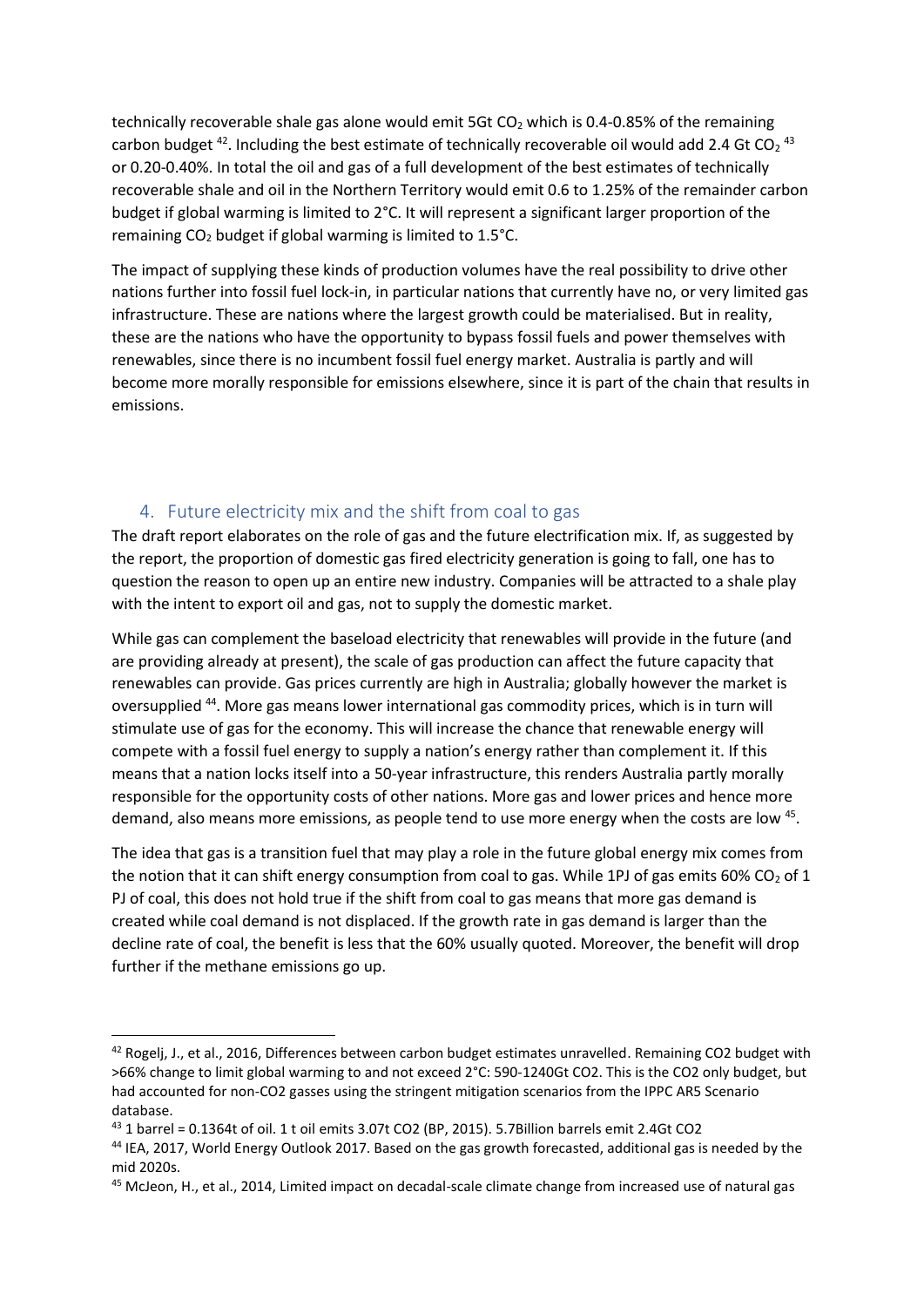technically recoverable shale gas alone would emit 5Gt $CO_2$ which is 0.4-0.85% of the remaining carbon budget [42]. Including the best estimate of technically recoverable oil would add 2.4 Gt $CO_2$ [43] or 0.20-0.40%. In total the oil and gas of a full development of the best estimates of technically recoverable shale and oil in the Northern Territory would emit 0.6 to 1.25% of the remainder carbon budget if global warming is limited to 2°C. It will represent a significant larger proportion of the remaining $CO_2$ budget if global warming is limited to 1.5°C.

The impact of supplying these kinds of production volumes have the real possibility to drive other nations further into fossil fuel lock-in, in particular nations that currently have no, or very limited gas infrastructure. These are nations where the largest growth could be materialised. But in reality, these are the nations who have the opportunity to bypass fossil fuels and power themselves with renewables, since there is no incumbent fossil fuel energy market. Australia is partly and will become more morally responsible for emissions elsewhere, since it is part of the chain that results in emissions.

## 4. Future electricity mix and the shift from coal to gas

The draft report elaborates on the role of gas and the future electrification mix. If, as suggested by the report, the proportion of domestic gas fired electricity generation is going to fall, one has to question the reason to open up an entire new industry. Companies will be attracted to a shale play with the intent to export oil and gas, not to supply the domestic market.

While gas can complement the baseload electricity that renewables will provide in the future (and are providing already at present), the scale of gas production can affect the future capacity that renewables can provide. Gas prices currently are high in Australia; globally however the market is oversupplied [44]. More gas means lower international gas commodity prices, which is in turn will stimulate use of gas for the economy. This will increase the chance that renewable energy will compete with a fossil fuel energy to supply a nation's energy rather than complement it. If this means that a nation locks itself into a 50-year infrastructure, this renders Australia partly morally responsible for the opportunity costs of other nations. More gas and lower prices and hence more demand, also means more emissions, as people tend to use more energy when the costs are low [45].

The idea that gas is a transition fuel that may play a role in the future global energy mix comes from the notion that it can shift energy consumption from coal to gas. While 1PJ of gas emits 60% $CO_2$ of 1 PJ of coal, this does not hold true if the shift from coal to gas means that more gas demand is created while coal demand is not displaced. If the growth rate in gas demand is larger than the decline rate of coal, the benefit is less that the 60% usually quoted. Moreover, the benefit will drop further if the methane emissions go up.

---

[42] Rogelj, J., et al., 2016, Differences between carbon budget estimates unravelled. Remaining CO2 budget with >66% change to limit global warming to and not exceed 2°C: 590-1240Gt CO2. This is the CO2 only budget, but had accounted for non-CO2 gasses using the stringent mitigation scenarios from the IPPC AR5 Scenario database.

[43] 1 barrel = 0.1364t of oil. 1 t oil emits 3.07t CO2 (BP, 2015). 5.7Billion barrels emit 2.4Gt CO2

[44] IEA, 2017, World Energy Outlook 2017. Based on the gas growth forecasted, additional gas is needed by the mid 2020s.

[45] McJeon, H., et al., 2014, Limited impact on decadal-scale climate change from increased use of natural gas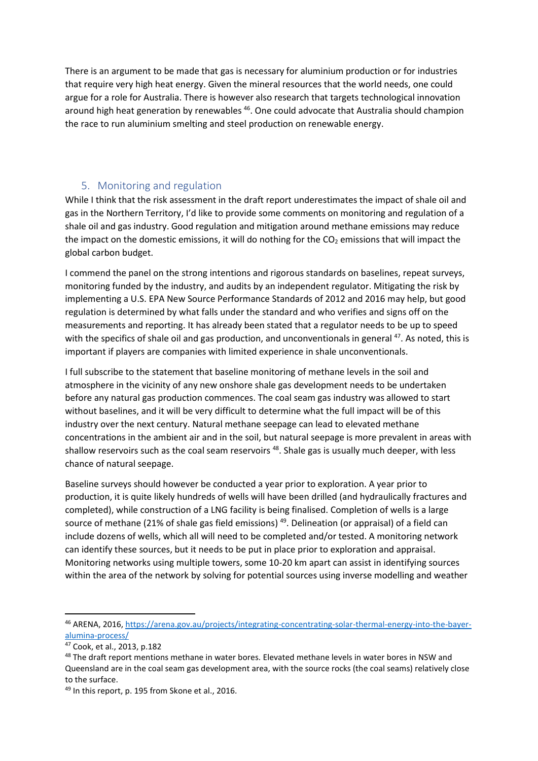There is an argument to be made that gas is necessary for aluminium production or for industries that require very high heat energy. Given the mineral resources that the world needs, one could argue for a role for Australia. There is however also research that targets technological innovation around high heat generation by renewables [46]. One could advocate that Australia should champion the race to run aluminium smelting and steel production on renewable energy.

## 5. Monitoring and regulation

While I think that the risk assessment in the draft report underestimates the impact of shale oil and gas in the Northern Territory, I'd like to provide some comments on monitoring and regulation of a shale oil and gas industry. Good regulation and mitigation around methane emissions may reduce the impact on the domestic emissions, it will do nothing for the $CO_2$ emissions that will impact the global carbon budget.

I commend the panel on the strong intentions and rigorous standards on baselines, repeat surveys, monitoring funded by the industry, and audits by an independent regulator. Mitigating the risk by implementing a U.S. EPA New Source Performance Standards of 2012 and 2016 may help, but good regulation is determined by what falls under the standard and who verifies and signs off on the measurements and reporting. It has already been stated that a regulator needs to be up to speed with the specifics of shale oil and gas production, and unconventionals in general [47]. As noted, this is important if players are companies with limited experience in shale unconventionals.

I full subscribe to the statement that baseline monitoring of methane levels in the soil and atmosphere in the vicinity of any new onshore shale gas development needs to be undertaken before any natural gas production commences. The coal seam gas industry was allowed to start without baselines, and it will be very difficult to determine what the full impact will be of this industry over the next century. Natural methane seepage can lead to elevated methane concentrations in the ambient air and in the soil, but natural seepage is more prevalent in areas with shallow reservoirs such as the coal seam reservoirs [48]. Shale gas is usually much deeper, with less chance of natural seepage.

Baseline surveys should however be conducted a year prior to exploration. A year prior to production, it is quite likely hundreds of wells will have been drilled (and hydraulically fractures and completed), while construction of a LNG facility is being finalised. Completion of wells is a large source of methane (21% of shale gas field emissions) [49]. Delineation (or appraisal) of a field can include dozens of wells, which all will need to be completed and/or tested. A monitoring network can identify these sources, but it needs to be put in place prior to exploration and appraisal. Monitoring networks using multiple towers, some 10-20 km apart can assist in identifying sources within the area of the network by solving for potential sources using inverse modelling and weather

---

[46] ARENA, 2016, https://arena.gov.au/projects/integrating-concentrating-solar-thermal-energy-into-the-bayer-alumina-process/

[47] Cook, et al., 2013, p.182

[48] The draft report mentions methane in water bores. Elevated methane levels in water bores in NSW and Queensland are in the coal seam gas development area, with the source rocks (the coal seams) relatively close to the surface.

[49] In this report, p. 195 from Skone et al., 2016.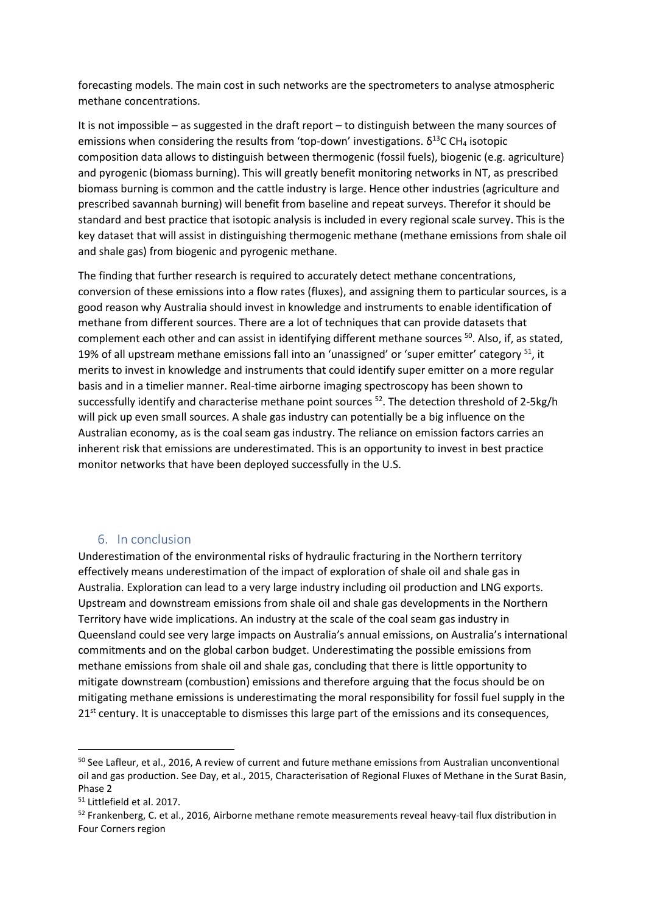forecasting models. The main cost in such networks are the spectrometers to analyse atmospheric methane concentrations.

It is not impossible – as suggested in the draft report – to distinguish between the many sources of emissions when considering the results from 'top-down' investigations. $\delta^{13}C$ $CH_4$ isotopic composition data allows to distinguish between thermogenic (fossil fuels), biogenic (e.g. agriculture) and pyrogenic (biomass burning). This will greatly benefit monitoring networks in NT, as prescribed biomass burning is common and the cattle industry is large. Hence other industries (agriculture and prescribed savannah burning) will benefit from baseline and repeat surveys. Therefor it should be standard and best practice that isotopic analysis is included in every regional scale survey. This is the key dataset that will assist in distinguishing thermogenic methane (methane emissions from shale oil and shale gas) from biogenic and pyrogenic methane.

The finding that further research is required to accurately detect methane concentrations, conversion of these emissions into a flow rates (fluxes), and assigning them to particular sources, is a good reason why Australia should invest in knowledge and instruments to enable identification of methane from different sources. There are a lot of techniques that can provide datasets that complement each other and can assist in identifying different methane sources [50]. Also, if, as stated, 19% of all upstream methane emissions fall into an 'unassigned' or 'super emitter' category [51], it merits to invest in knowledge and instruments that could identify super emitter on a more regular basis and in a timelier manner. Real-time airborne imaging spectroscopy has been shown to successfully identify and characterise methane point sources [52]. The detection threshold of 2-5kg/h will pick up even small sources. A shale gas industry can potentially be a big influence on the Australian economy, as is the coal seam gas industry. The reliance on emission factors carries an inherent risk that emissions are underestimated. This is an opportunity to invest in best practice monitor networks that have been deployed successfully in the U.S.

## 6. In conclusion

Underestimation of the environmental risks of hydraulic fracturing in the Northern territory effectively means underestimation of the impact of exploration of shale oil and shale gas in Australia. Exploration can lead to a very large industry including oil production and LNG exports. Upstream and downstream emissions from shale oil and shale gas developments in the Northern Territory have wide implications. An industry at the scale of the coal seam gas industry in Queensland could see very large impacts on Australia's annual emissions, on Australia's international commitments and on the global carbon budget. Underestimating the possible emissions from methane emissions from shale oil and shale gas, concluding that there is little opportunity to mitigate downstream (combustion) emissions and therefore arguing that the focus should be on mitigating methane emissions is underestimating the moral responsibility for fossil fuel supply in the 21st century. It is unacceptable to dismisses this large part of the emissions and its consequences,

---

[50] See Lafleur, et al., 2016, A review of current and future methane emissions from Australian unconventional oil and gas production. See Day, et al., 2015, Characterisation of Regional Fluxes of Methane in the Surat Basin, Phase 2

[51] Littlefield et al. 2017.

[52] Frankenberg, C. et al., 2016, Airborne methane remote measurements reveal heavy-tail flux distribution in Four Corners region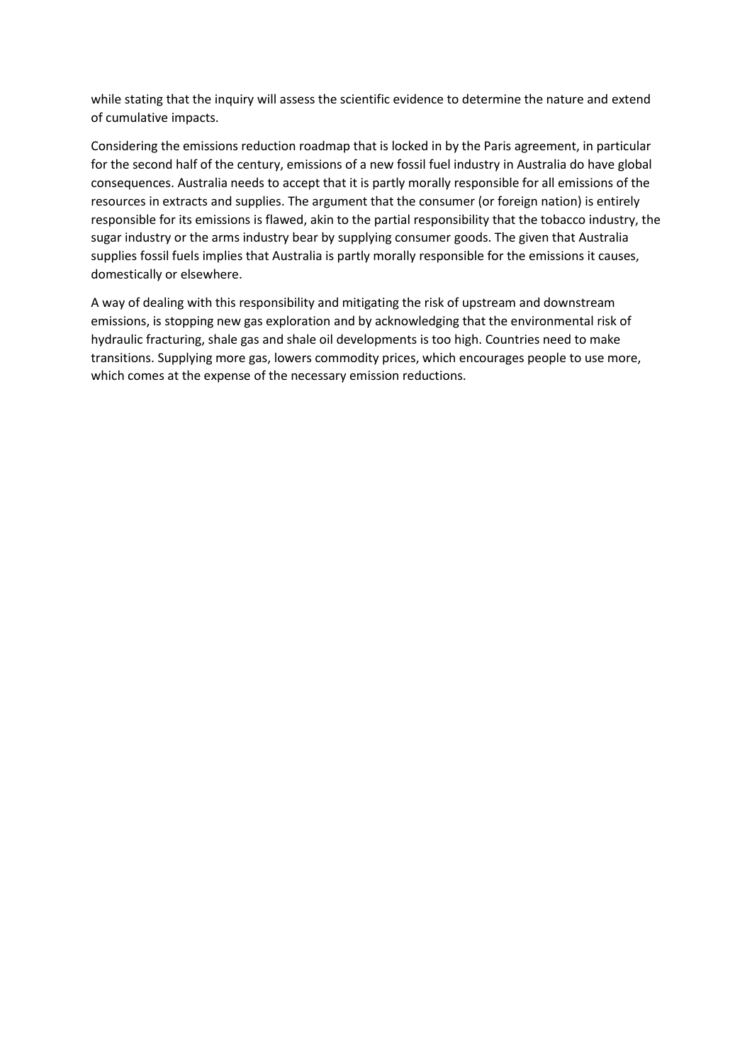while stating that the inquiry will assess the scientific evidence to determine the nature and extend of cumulative impacts.

Considering the emissions reduction roadmap that is locked in by the Paris agreement, in particular for the second half of the century, emissions of a new fossil fuel industry in Australia do have global consequences. Australia needs to accept that it is partly morally responsible for all emissions of the resources in extracts and supplies. The argument that the consumer (or foreign nation) is entirely responsible for its emissions is flawed, akin to the partial responsibility that the tobacco industry, the sugar industry or the arms industry bear by supplying consumer goods. The given that Australia supplies fossil fuels implies that Australia is partly morally responsible for the emissions it causes, domestically or elsewhere.

A way of dealing with this responsibility and mitigating the risk of upstream and downstream emissions, is stopping new gas exploration and by acknowledging that the environmental risk of hydraulic fracturing, shale gas and shale oil developments is too high. Countries need to make transitions. Supplying more gas, lowers commodity prices, which encourages people to use more, which comes at the expense of the necessary emission reductions.